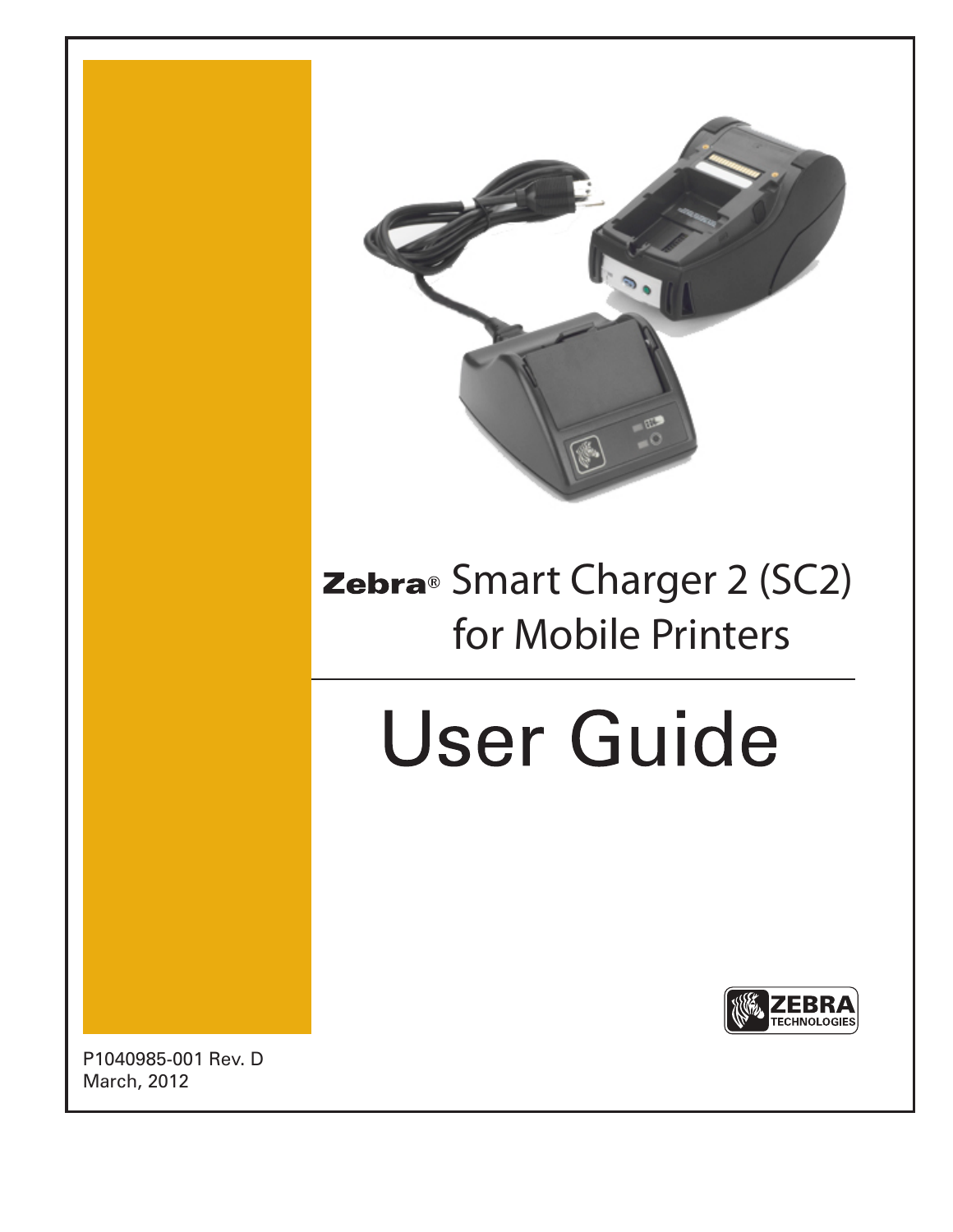# Zebra® Smart Charger 2 (SC2) for Mobile Printers

# User Guide

P1040985-001 Rev. D
March, 2012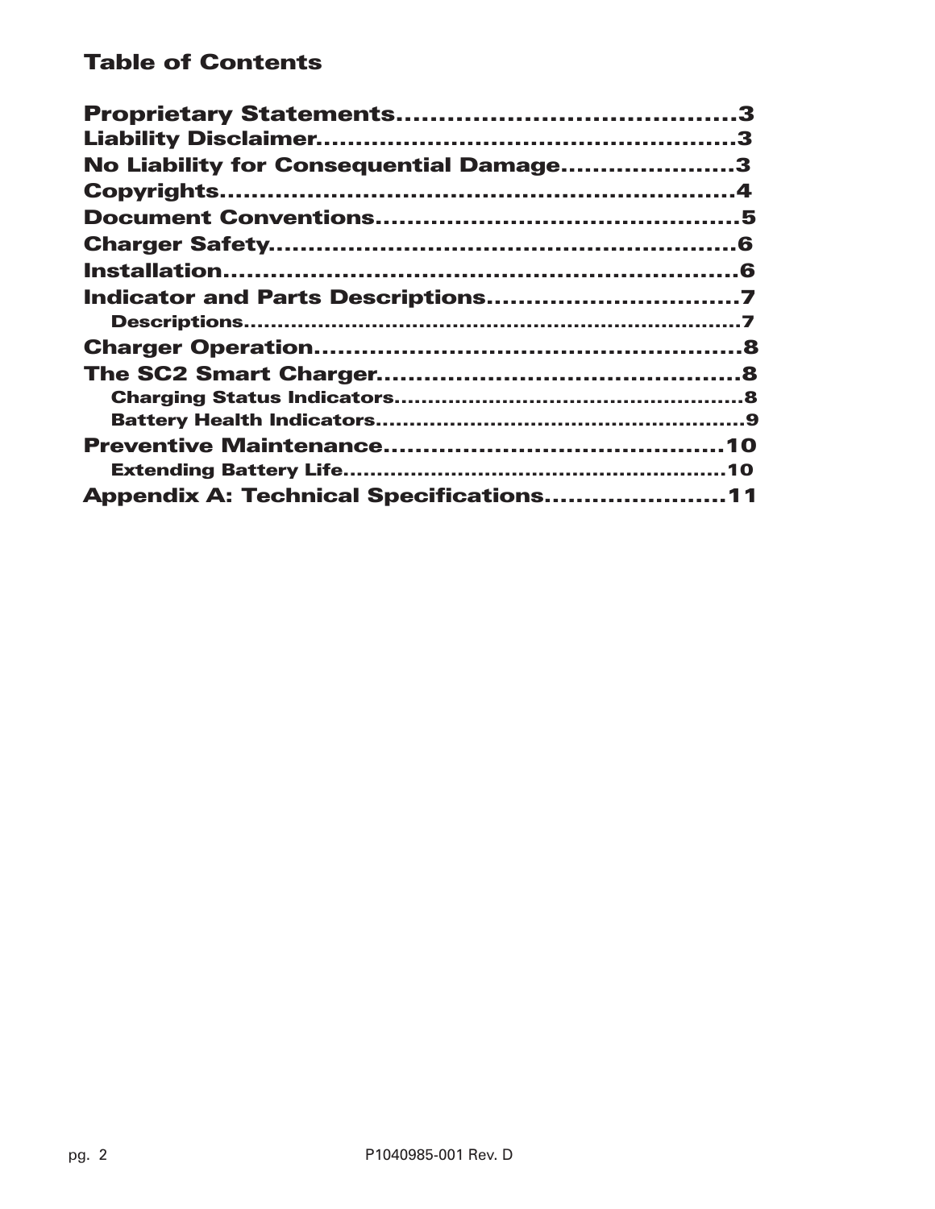# Table of Contents

**Proprietary Statements........................................3**
**Liability Disclaimer....................................................3**
**No Liability for Consequential Damage.....................3**
**Copyrights.................................................................4**
**Document Conventions.............................................5**
**Charger Safety..........................................................6**
**Installation.................................................................6**
**Indicator and Parts Descriptions...............................7**
- **Descriptions.........................................................................7**

**Charger Operation.....................................................8**
**The SC2 Smart Charger.............................................8**
- **Charging Status Indicators...................................................8**
- **Battery Health Indicators......................................................9**

**Preventive Maintenance..........................................10**
- **Extending Battery Life........................................................10**

**Appendix A: Technical Specifications......................11**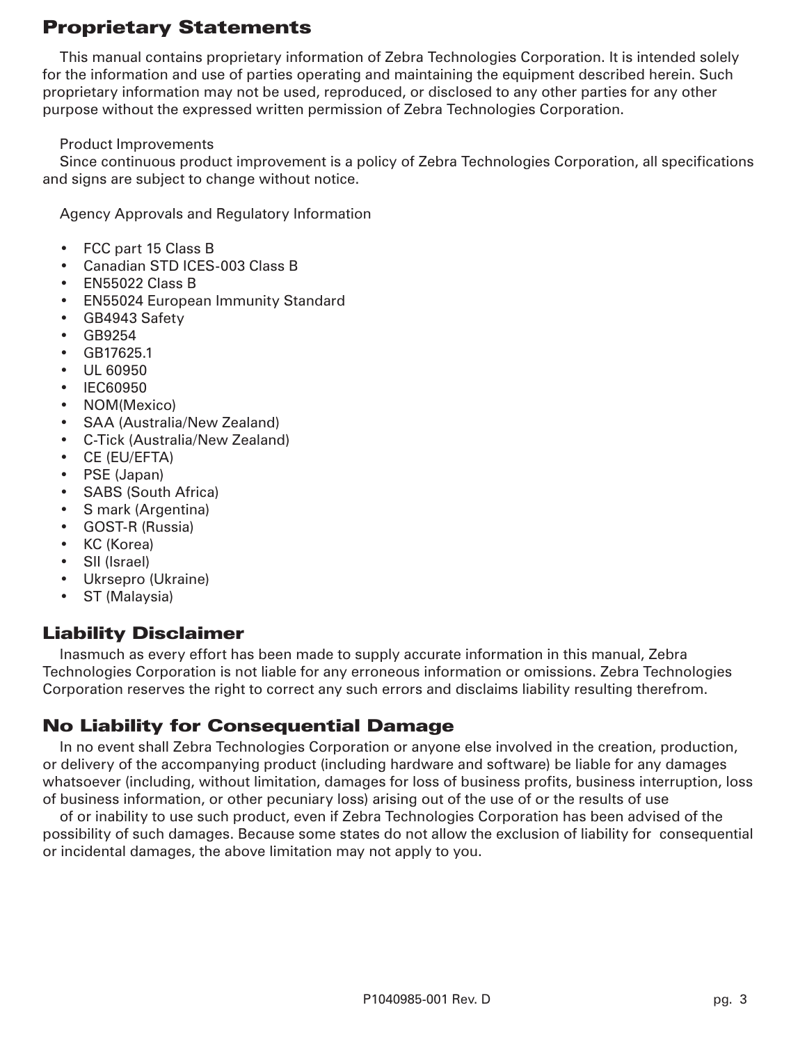## Proprietary Statements

This manual contains proprietary information of Zebra Technologies Corporation. It is intended solely for the information and use of parties operating and maintaining the equipment described herein. Such proprietary information may not be used, reproduced, or disclosed to any other parties for any other purpose without the expressed written permission of Zebra Technologies Corporation.

Product Improvements

Since continuous product improvement is a policy of Zebra Technologies Corporation, all specifications and signs are subject to change without notice.

Agency Approvals and Regulatory Information

- FCC part 15 Class B
- Canadian STD ICES-003 Class B
- EN55022 Class B
- EN55024 European Immunity Standard
- GB4943 Safety
- GB9254
- GB17625.1
- UL 60950
- IEC60950
- NOM(Mexico)
- SAA (Australia/New Zealand)
- C-Tick (Australia/New Zealand)
- CE (EU/EFTA)
- PSE (Japan)
- SABS (South Africa)
- S mark (Argentina)
- GOST-R (Russia)
- KC (Korea)
- SII (Israel)
- Ukrsepro (Ukraine)
- ST (Malaysia)

## Liability Disclaimer

Inasmuch as every effort has been made to supply accurate information in this manual, Zebra Technologies Corporation is not liable for any erroneous information or omissions. Zebra Technologies Corporation reserves the right to correct any such errors and disclaims liability resulting therefrom.

## No Liability for Consequential Damage

In no event shall Zebra Technologies Corporation or anyone else involved in the creation, production, or delivery of the accompanying product (including hardware and software) be liable for any damages whatsoever (including, without limitation, damages for loss of business profits, business interruption, loss of business information, or other pecuniary loss) arising out of the use of or the results of use

of or inability to use such product, even if Zebra Technologies Corporation has been advised of the possibility of such damages. Because some states do not allow the exclusion of liability for consequential or incidental damages, the above limitation may not apply to you.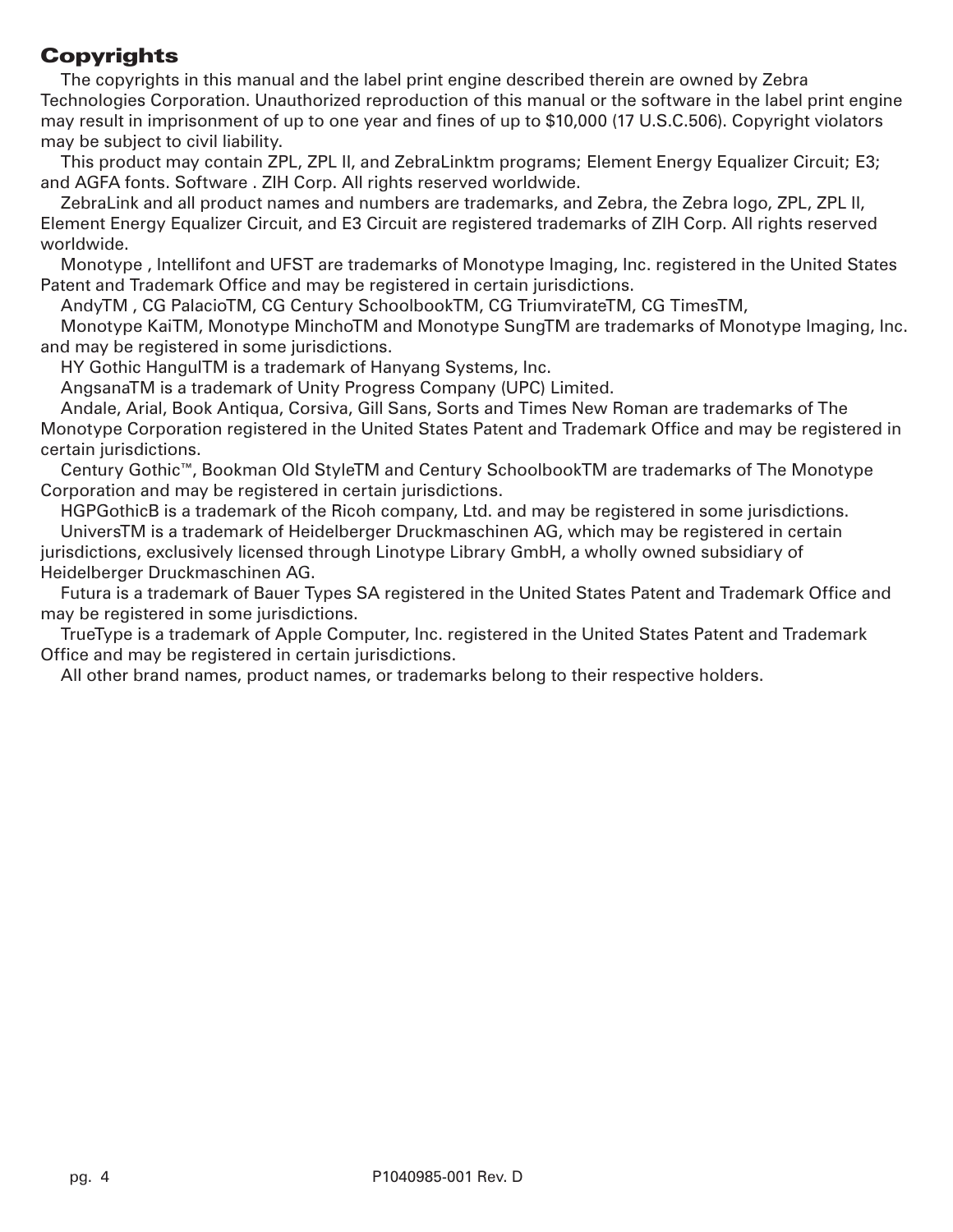## Copyrights

The copyrights in this manual and the label print engine described therein are owned by Zebra Technologies Corporation. Unauthorized reproduction of this manual or the software in the label print engine may result in imprisonment of up to one year and fines of up to $10,000 (17 U.S.C.506). Copyright violators may be subject to civil liability.

This product may contain ZPL, ZPL II, and ZebraLinktm programs; Element Energy Equalizer Circuit; E3; and AGFA fonts. Software . ZIH Corp. All rights reserved worldwide.

ZebraLink and all product names and numbers are trademarks, and Zebra, the Zebra logo, ZPL, ZPL II, Element Energy Equalizer Circuit, and E3 Circuit are registered trademarks of ZIH Corp. All rights reserved worldwide.

Monotype , Intellifont and UFST are trademarks of Monotype Imaging, Inc. registered in the United States Patent and Trademark Office and may be registered in certain jurisdictions.

AndyTM , CG PalacioTM, CG Century SchoolbookTM, CG TriumvirateTM, CG TimesTM,

Monotype KaiTM, Monotype MinchoTM and Monotype SungTM are trademarks of Monotype Imaging, Inc. and may be registered in some jurisdictions.

HY Gothic HangulTM is a trademark of Hanyang Systems, Inc.

AngsanaTM is a trademark of Unity Progress Company (UPC) Limited.

Andale, Arial, Book Antiqua, Corsiva, Gill Sans, Sorts and Times New Roman are trademarks of The Monotype Corporation registered in the United States Patent and Trademark Office and may be registered in certain jurisdictions.

Century Gothic™, Bookman Old StyleTM and Century SchoolbookTM are trademarks of The Monotype Corporation and may be registered in certain jurisdictions.

HGPGothicB is a trademark of the Ricoh company, Ltd. and may be registered in some jurisdictions.

UniversTM is a trademark of Heidelberger Druckmaschinen AG, which may be registered in certain jurisdictions, exclusively licensed through Linotype Library GmbH, a wholly owned subsidiary of Heidelberger Druckmaschinen AG.

Futura is a trademark of Bauer Types SA registered in the United States Patent and Trademark Office and may be registered in some jurisdictions.

TrueType is a trademark of Apple Computer, Inc. registered in the United States Patent and Trademark Office and may be registered in certain jurisdictions.

All other brand names, product names, or trademarks belong to their respective holders.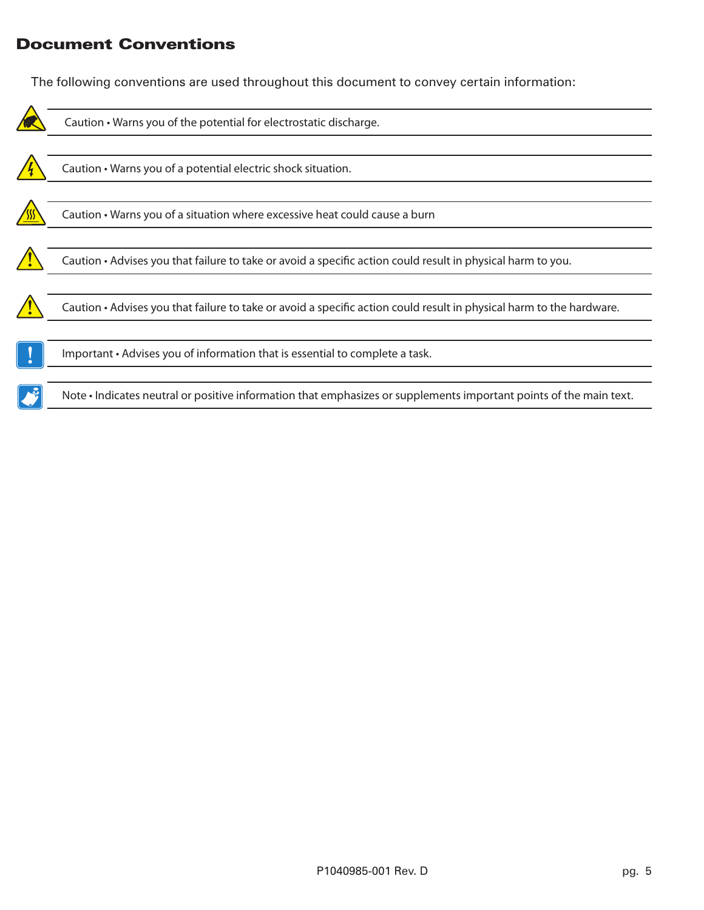## Document Conventions

The following conventions are used throughout this document to convey certain information:

Caution • Warns you of the potential for electrostatic discharge.

Caution • Warns you of a potential electric shock situation.

Caution • Warns you of a situation where excessive heat could cause a burn

Caution • Advises you that failure to take or avoid a specific action could result in physical harm to you.

Caution • Advises you that failure to take or avoid a specific action could result in physical harm to the hardware.

Important • Advises you of information that is essential to complete a task.

Note • Indicates neutral or positive information that emphasizes or supplements important points of the main text.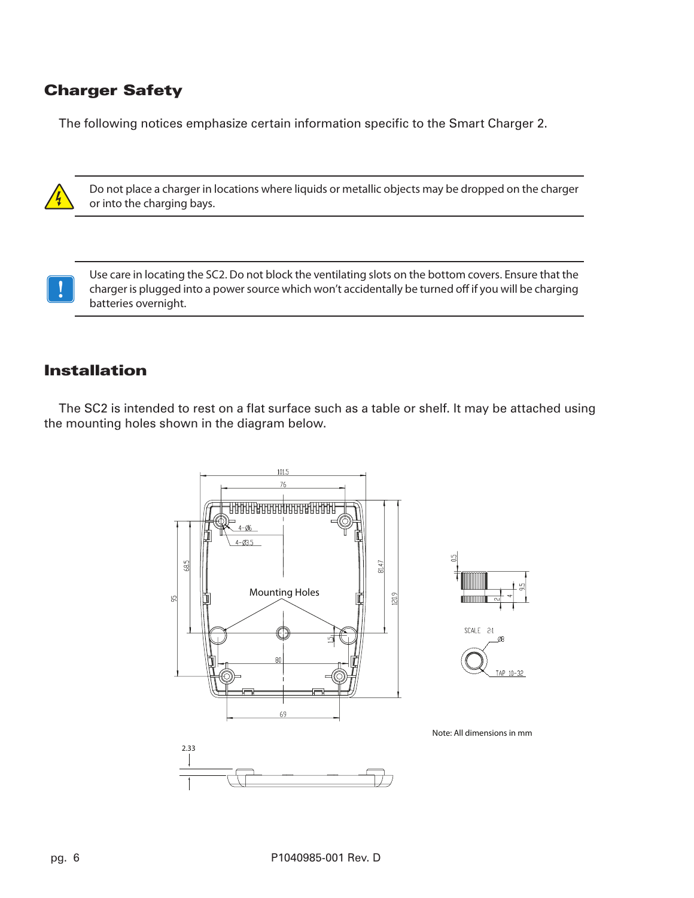## Charger Safety

The following notices emphasize certain information specific to the Smart Charger 2.

Do not place a charger in locations where liquids or metallic objects may be dropped on the charger or into the charging bays.

Use care in locating the SC2. Do not block the ventilating slots on the bottom covers. Ensure that the charger is plugged into a power source which won't accidentally be turned off if you will be charging batteries overnight.

## Installation

The SC2 is intended to rest on a flat surface such as a table or shelf. It may be attached using the mounting holes shown in the diagram below.

Mounting Holes

Note: All dimensions in mm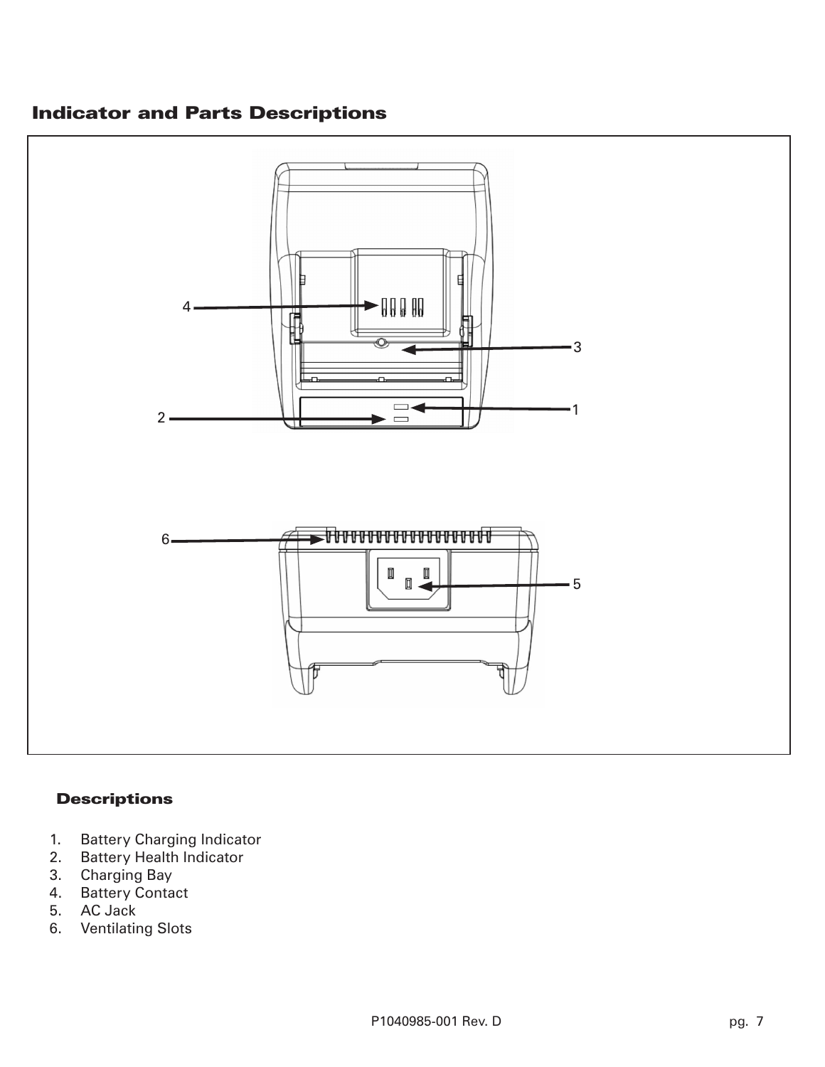## Indicator and Parts Descriptions

### Descriptions

1. Battery Charging Indicator
2. Battery Health Indicator
3. Charging Bay
4. Battery Contact
5. AC Jack
6. Ventilating Slots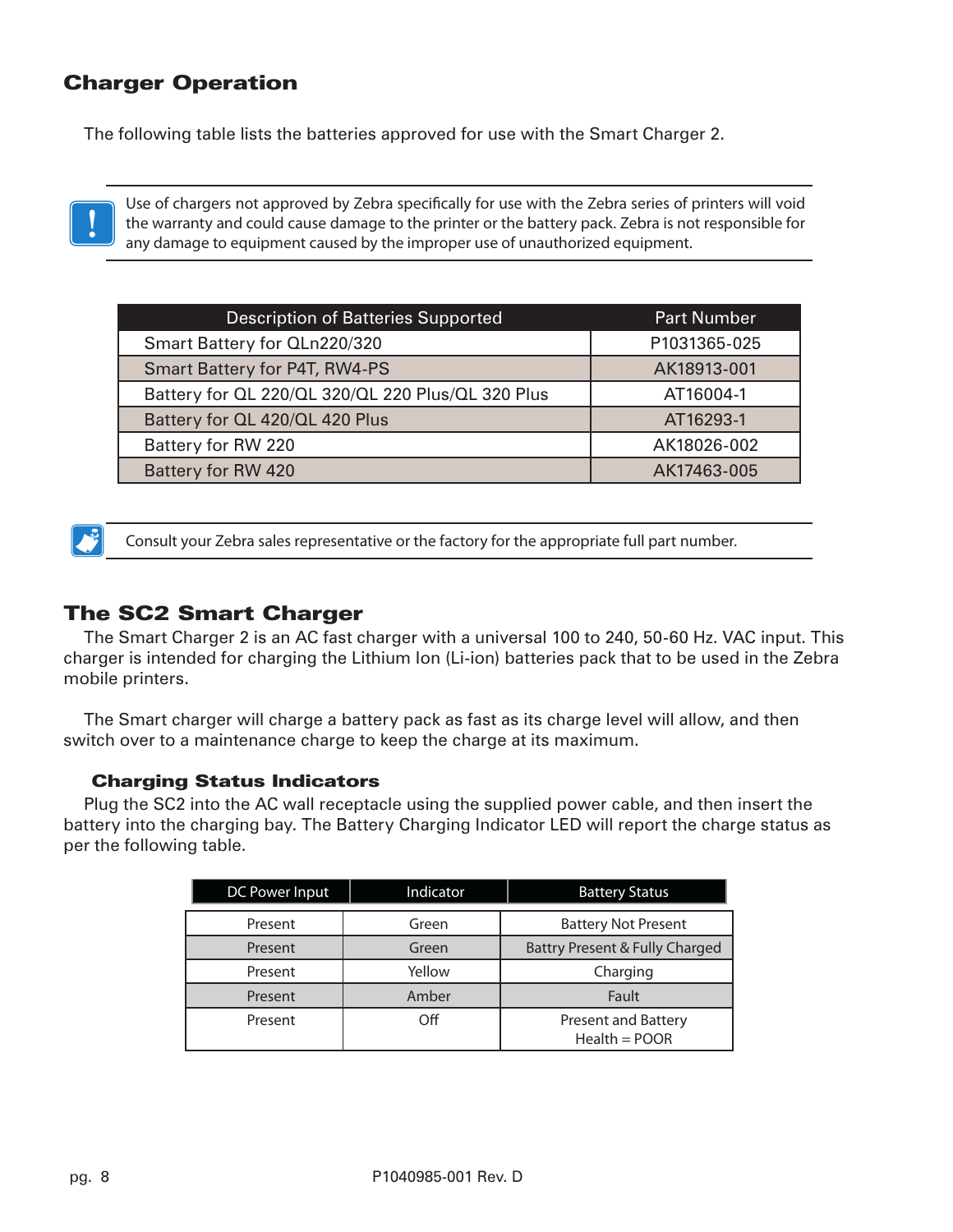## Charger Operation

The following table lists the batteries approved for use with the Smart Charger 2.

Use of chargers not approved by Zebra specifically for use with the Zebra series of printers will void the warranty and could cause damage to the printer or the battery pack. Zebra is not responsible for any damage to equipment caused by the improper use of unauthorized equipment.

| Description of Batteries Supported | Part Number |
|---|---|
| Smart Battery for QLn220/320 | P1031365-025 |
| Smart Battery for P4T, RW4-PS | AK18913-001 |
| Battery for QL 220/QL 320/QL 220 Plus/QL 320 Plus | AT16004-1 |
| Battery for QL 420/QL 420 Plus | AT16293-1 |
| Battery for RW 220 | AK18026-002 |
| Battery for RW 420 | AK17463-005 |

Consult your Zebra sales representative or the factory for the appropriate full part number.

## The SC2 Smart Charger

The Smart Charger 2 is an AC fast charger with a universal 100 to 240, 50-60 Hz. VAC input. This charger is intended for charging the Lithium Ion (Li-ion) batteries pack that to be used in the Zebra mobile printers.

The Smart charger will charge a battery pack as fast as its charge level will allow, and then switch over to a maintenance charge to keep the charge at its maximum.

### Charging Status Indicators

Plug the SC2 into the AC wall receptacle using the supplied power cable, and then insert the battery into the charging bay. The Battery Charging Indicator LED will report the charge status as per the following table.

| DC Power Input | Indicator | Battery Status |
|---|---|---|
| Present | Green | Battery Not Present |
| Present | Green | Battry Present & Fully Charged |
| Present | Yellow | Charging |
| Present | Amber | Fault |
| Present | Off | Present and Battery Health = POOR |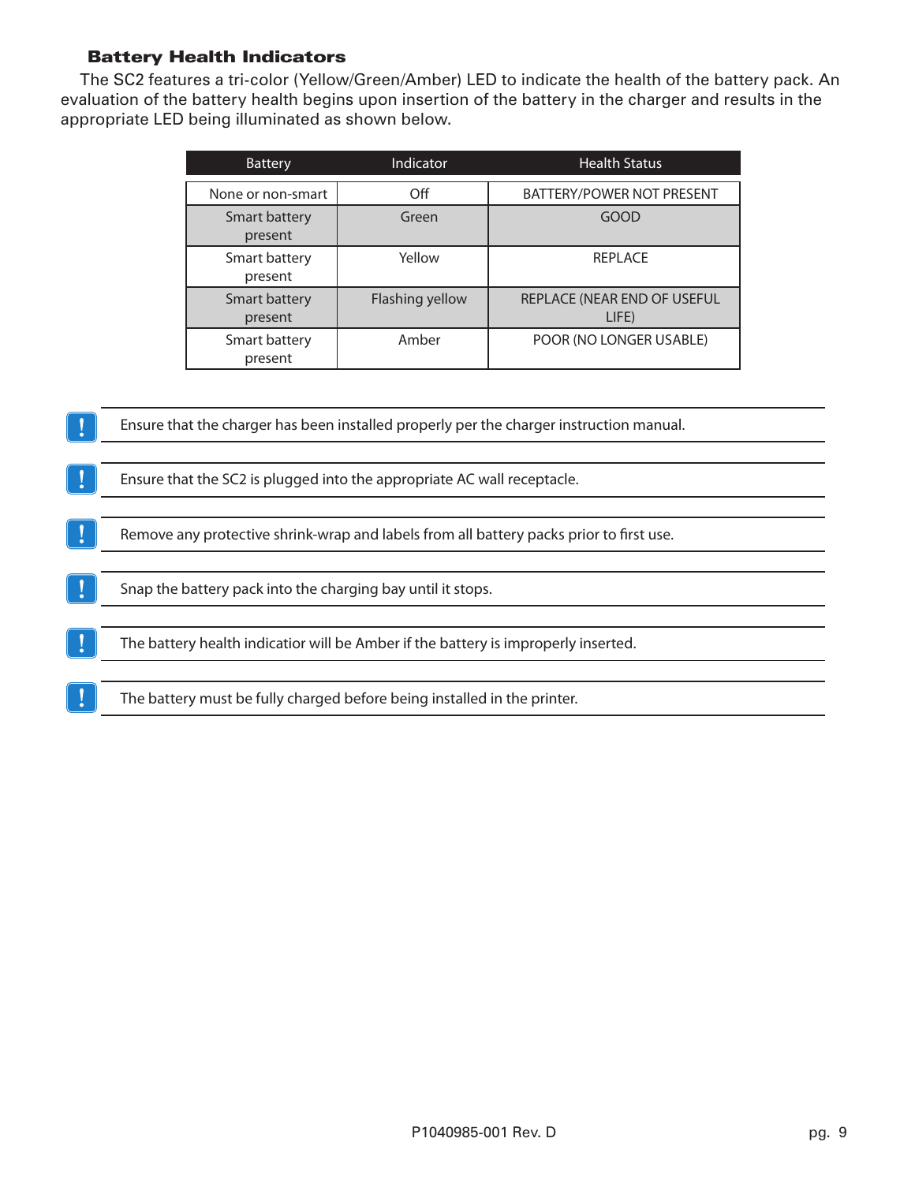### Battery Health Indicators

The SC2 features a tri-color (Yellow/Green/Amber) LED to indicate the health of the battery pack. An evaluation of the battery health begins upon insertion of the battery in the charger and results in the appropriate LED being illuminated as shown below.

| Battery | Indicator | Health Status |
|---|---|---|
| None or non-smart | Off | BATTERY/POWER NOT PRESENT |
| Smart battery present | Green | GOOD |
| Smart battery present | Yellow | REPLACE |
| Smart battery present | Flashing yellow | REPLACE (NEAR END OF USEFUL LIFE) |
| Smart battery present | Amber | POOR (NO LONGER USABLE) |

! Ensure that the charger has been installed properly per the charger instruction manual.

! Ensure that the SC2 is plugged into the appropriate AC wall receptacle.

! Remove any protective shrink-wrap and labels from all battery packs prior to first use.

! Snap the battery pack into the charging bay until it stops.

! The battery health indicatior will be Amber if the battery is improperly inserted.

! The battery must be fully charged before being installed in the printer.

P1040985-001 Rev. D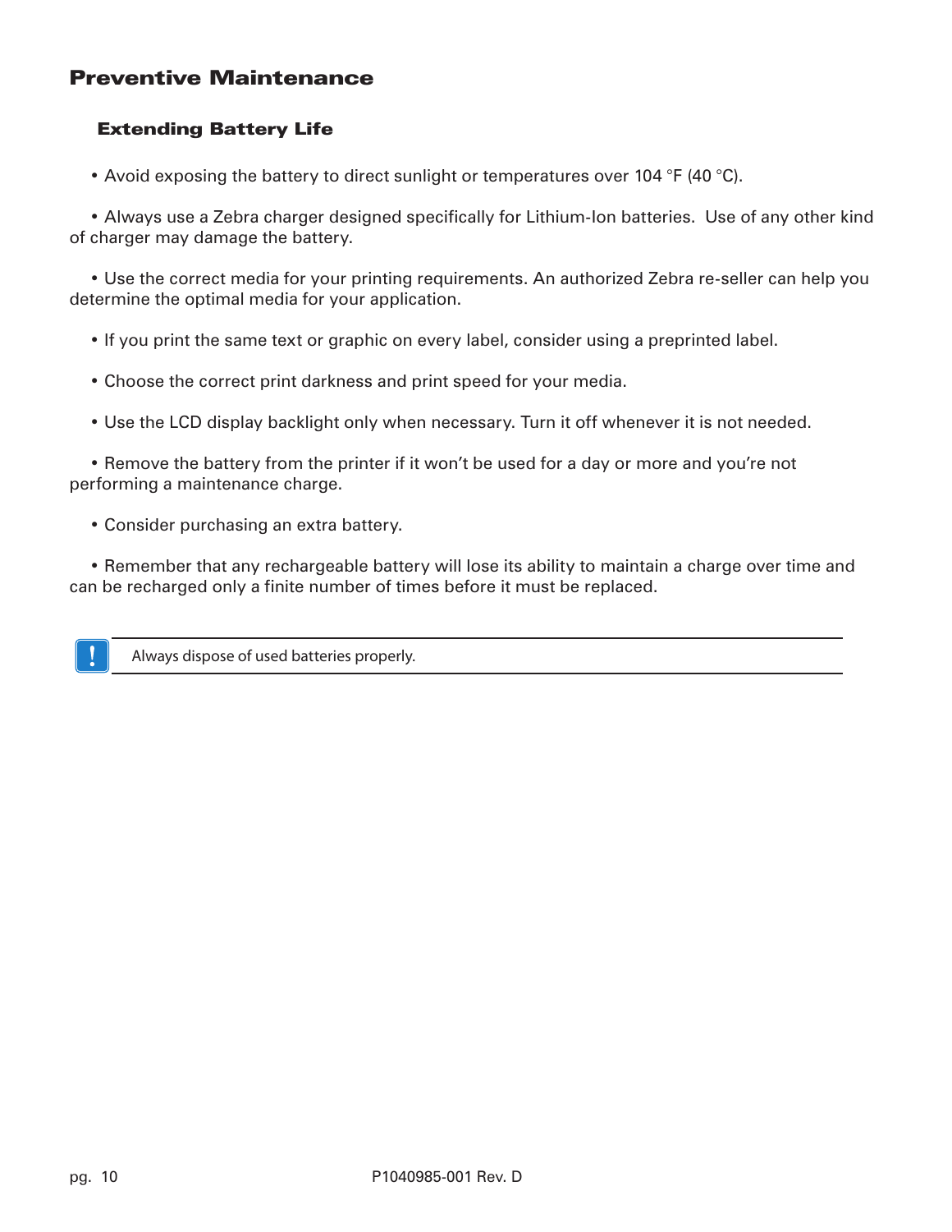## Preventive Maintenance

### Extending Battery Life

- Avoid exposing the battery to direct sunlight or temperatures over 104 °F (40 °C).

- Always use a Zebra charger designed specifically for Lithium-Ion batteries.  Use of any other kind of charger may damage the battery.

- Use the correct media for your printing requirements. An authorized Zebra re-seller can help you determine the optimal media for your application.

- If you print the same text or graphic on every label, consider using a preprinted label.

- Choose the correct print darkness and print speed for your media.

- Use the LCD display backlight only when necessary. Turn it off whenever it is not needed.

- Remove the battery from the printer if it won't be used for a day or more and you're not performing a maintenance charge.

- Consider purchasing an extra battery.

- Remember that any rechargeable battery will lose its ability to maintain a charge over time and can be recharged only a finite number of times before it must be replaced.

> **!** Always dispose of used batteries properly.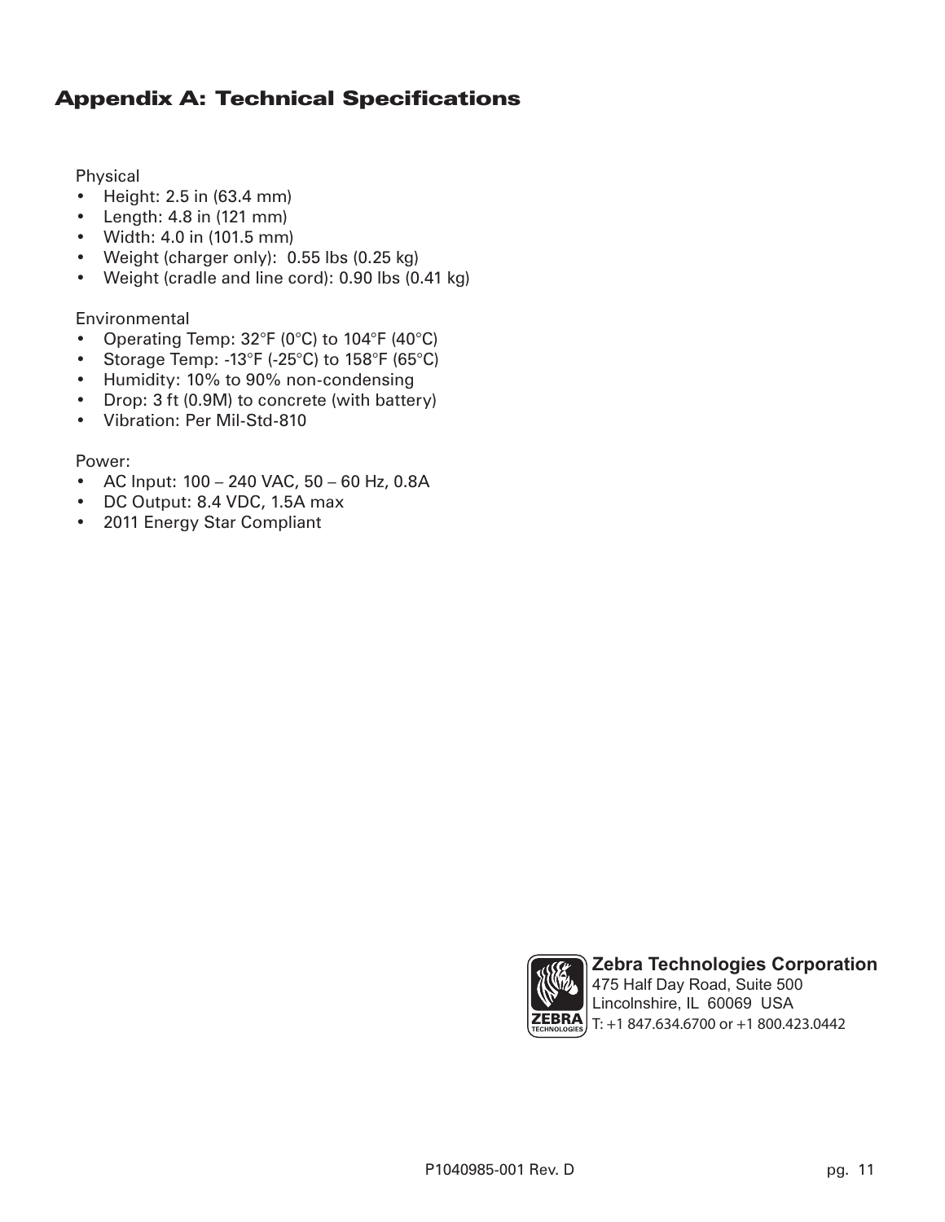## Appendix A: Technical Specifications

Physical

- Height: 2.5 in (63.4 mm)
- Length: 4.8 in (121 mm)
- Width: 4.0 in (101.5 mm)
- Weight (charger only): 0.55 lbs (0.25 kg)
- Weight (cradle and line cord): 0.90 lbs (0.41 kg)

Environmental

- Operating Temp: 32°F (0°C) to 104°F (40°C)
- Storage Temp: -13°F (-25°C) to 158°F (65°C)
- Humidity: 10% to 90% non-condensing
- Drop: 3 ft (0.9M) to concrete (with battery)
- Vibration: Per Mil-Std-810

Power:

- AC Input: 100 – 240 VAC, 50 – 60 Hz, 0.8A
- DC Output: 8.4 VDC, 1.5A max
- 2011 Energy Star Compliant

**Zebra Technologies Corporation**
475 Half Day Road, Suite 500
Lincolnshire, IL 60069 USA
T: +1 847.634.6700 or +1 800.423.0442

P1040985-001 Rev. D